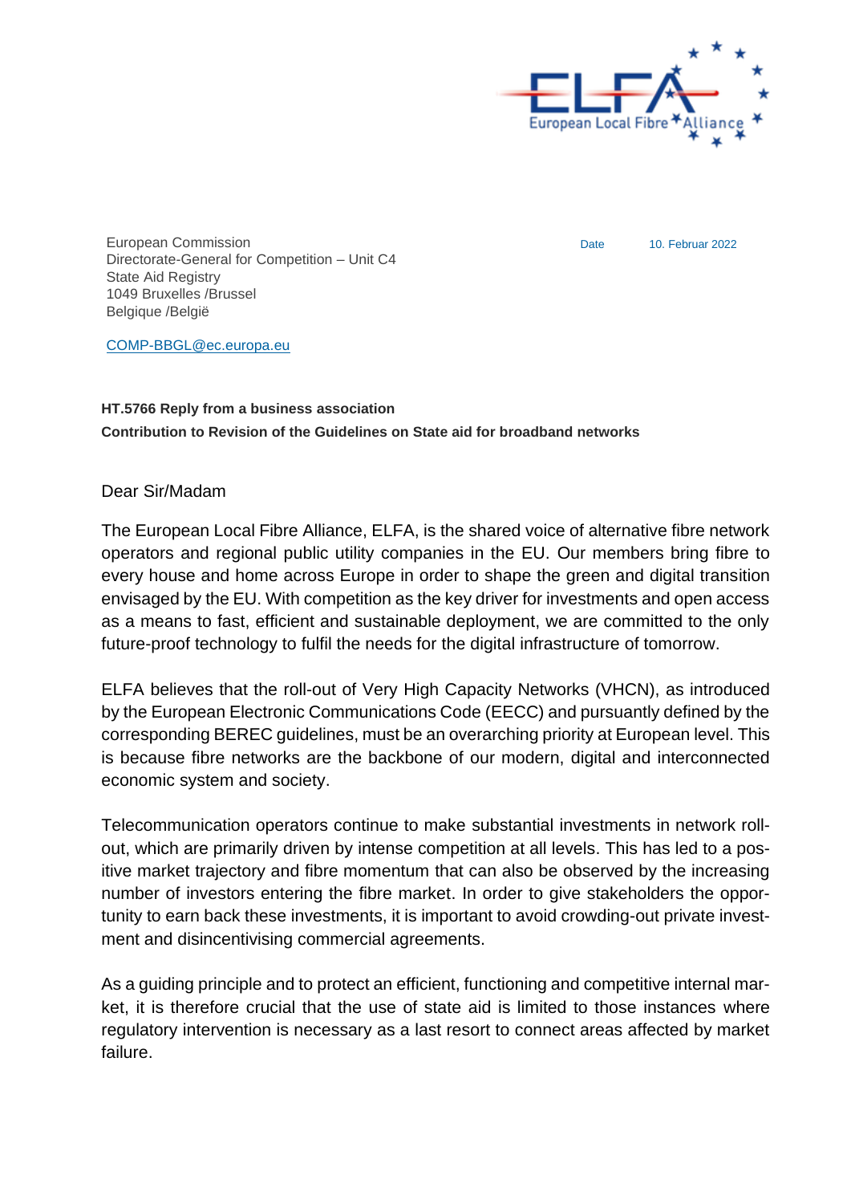European Commission
Directorate-General for Competition – Unit C4
State Aid Registry
1049 Bruxelles /Brussel
Belgique /België

Date 10. Februar 2022

COMP-BBGL@ec.europa.eu

**HT.5766 Reply from a business association**
**Contribution to Revision of the Guidelines on State aid for broadband networks**

Dear Sir/Madam

The European Local Fibre Alliance, ELFA, is the shared voice of alternative fibre network operators and regional public utility companies in the EU. Our members bring fibre to every house and home across Europe in order to shape the green and digital transition envisaged by the EU. With competition as the key driver for investments and open access as a means to fast, efficient and sustainable deployment, we are committed to the only future-proof technology to fulfil the needs for the digital infrastructure of tomorrow.

ELFA believes that the roll-out of Very High Capacity Networks (VHCN), as introduced by the European Electronic Communications Code (EECC) and pursuantly defined by the corresponding BEREC guidelines, must be an overarching priority at European level. This is because fibre networks are the backbone of our modern, digital and interconnected economic system and society.

Telecommunication operators continue to make substantial investments in network roll-out, which are primarily driven by intense competition at all levels. This has led to a positive market trajectory and fibre momentum that can also be observed by the increasing number of investors entering the fibre market. In order to give stakeholders the opportunity to earn back these investments, it is important to avoid crowding-out private investment and disincentivising commercial agreements.

As a guiding principle and to protect an efficient, functioning and competitive internal market, it is therefore crucial that the use of state aid is limited to those instances where regulatory intervention is necessary as a last resort to connect areas affected by market failure.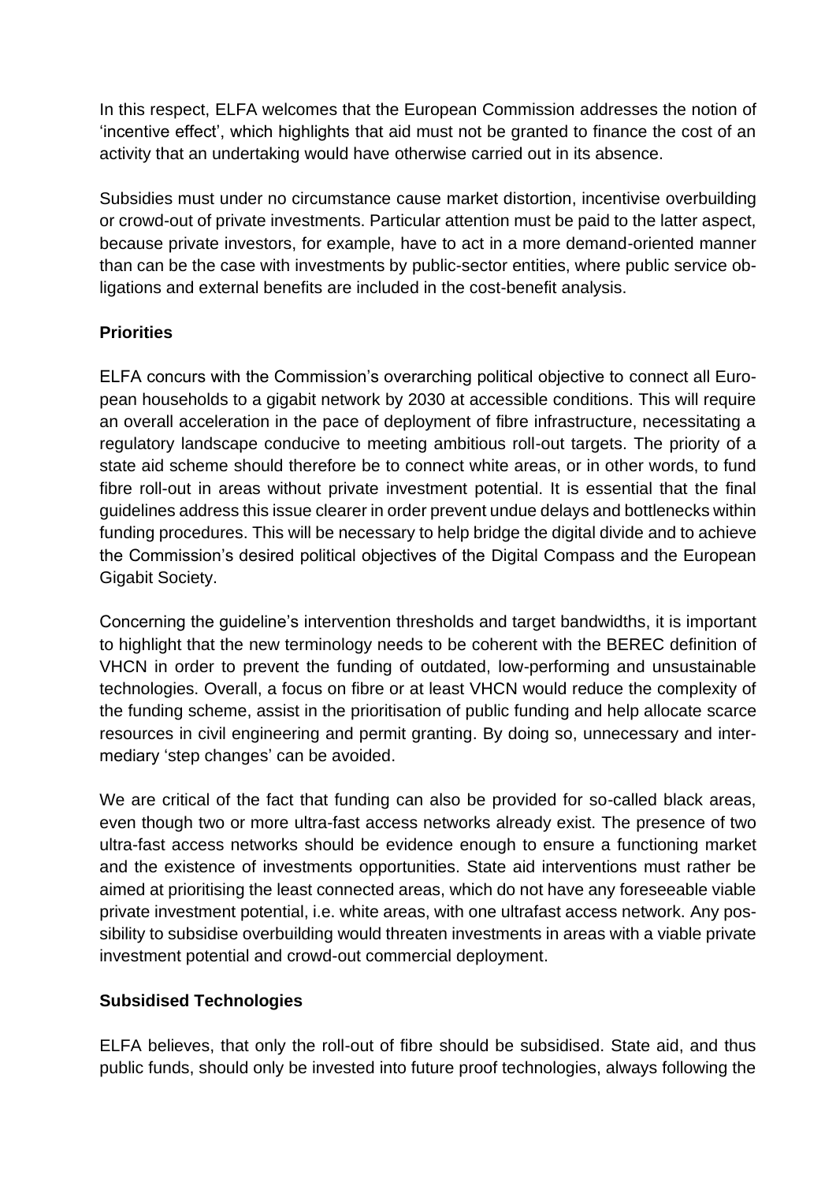In this respect, ELFA welcomes that the European Commission addresses the notion of 'incentive effect', which highlights that aid must not be granted to finance the cost of an activity that an undertaking would have otherwise carried out in its absence.

Subsidies must under no circumstance cause market distortion, incentivise overbuilding or crowd-out of private investments. Particular attention must be paid to the latter aspect, because private investors, for example, have to act in a more demand-oriented manner than can be the case with investments by public-sector entities, where public service obligations and external benefits are included in the cost-benefit analysis.

**Priorities**

ELFA concurs with the Commission's overarching political objective to connect all European households to a gigabit network by 2030 at accessible conditions. This will require an overall acceleration in the pace of deployment of fibre infrastructure, necessitating a regulatory landscape conducive to meeting ambitious roll-out targets. The priority of a state aid scheme should therefore be to connect white areas, or in other words, to fund fibre roll-out in areas without private investment potential. It is essential that the final guidelines address this issue clearer in order prevent undue delays and bottlenecks within funding procedures. This will be necessary to help bridge the digital divide and to achieve the Commission's desired political objectives of the Digital Compass and the European Gigabit Society.

Concerning the guideline's intervention thresholds and target bandwidths, it is important to highlight that the new terminology needs to be coherent with the BEREC definition of VHCN in order to prevent the funding of outdated, low-performing and unsustainable technologies. Overall, a focus on fibre or at least VHCN would reduce the complexity of the funding scheme, assist in the prioritisation of public funding and help allocate scarce resources in civil engineering and permit granting. By doing so, unnecessary and intermediary 'step changes' can be avoided.

We are critical of the fact that funding can also be provided for so-called black areas, even though two or more ultra-fast access networks already exist. The presence of two ultra-fast access networks should be evidence enough to ensure a functioning market and the existence of investments opportunities. State aid interventions must rather be aimed at prioritising the least connected areas, which do not have any foreseeable viable private investment potential, i.e. white areas, with one ultrafast access network. Any possibility to subsidise overbuilding would threaten investments in areas with a viable private investment potential and crowd-out commercial deployment.

**Subsidised Technologies**

ELFA believes, that only the roll-out of fibre should be subsidised. State aid, and thus public funds, should only be invested into future proof technologies, always following the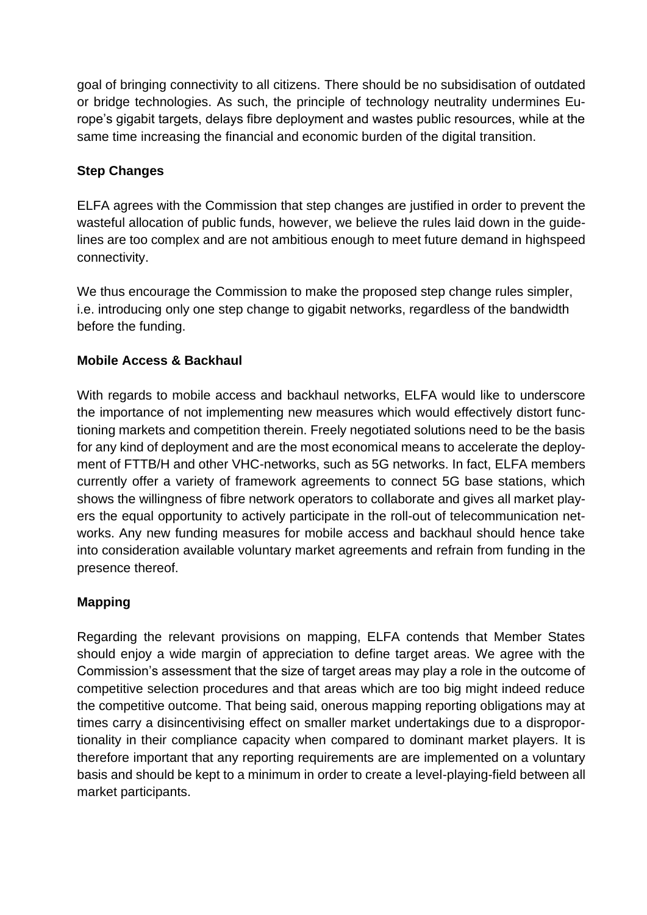goal of bringing connectivity to all citizens. There should be no subsidisation of outdated or bridge technologies. As such, the principle of technology neutrality undermines Europe's gigabit targets, delays fibre deployment and wastes public resources, while at the same time increasing the financial and economic burden of the digital transition.

**Step Changes**

ELFA agrees with the Commission that step changes are justified in order to prevent the wasteful allocation of public funds, however, we believe the rules laid down in the guidelines are too complex and are not ambitious enough to meet future demand in highspeed connectivity.

We thus encourage the Commission to make the proposed step change rules simpler, i.e. introducing only one step change to gigabit networks, regardless of the bandwidth before the funding.

**Mobile Access & Backhaul**

With regards to mobile access and backhaul networks, ELFA would like to underscore the importance of not implementing new measures which would effectively distort functioning markets and competition therein. Freely negotiated solutions need to be the basis for any kind of deployment and are the most economical means to accelerate the deployment of FTTB/H and other VHC-networks, such as 5G networks. In fact, ELFA members currently offer a variety of framework agreements to connect 5G base stations, which shows the willingness of fibre network operators to collaborate and gives all market players the equal opportunity to actively participate in the roll-out of telecommunication networks. Any new funding measures for mobile access and backhaul should hence take into consideration available voluntary market agreements and refrain from funding in the presence thereof.

**Mapping**

Regarding the relevant provisions on mapping, ELFA contends that Member States should enjoy a wide margin of appreciation to define target areas. We agree with the Commission's assessment that the size of target areas may play a role in the outcome of competitive selection procedures and that areas which are too big might indeed reduce the competitive outcome. That being said, onerous mapping reporting obligations may at times carry a disincentivising effect on smaller market undertakings due to a disproportionality in their compliance capacity when compared to dominant market players. It is therefore important that any reporting requirements are are implemented on a voluntary basis and should be kept to a minimum in order to create a level-playing-field between all market participants.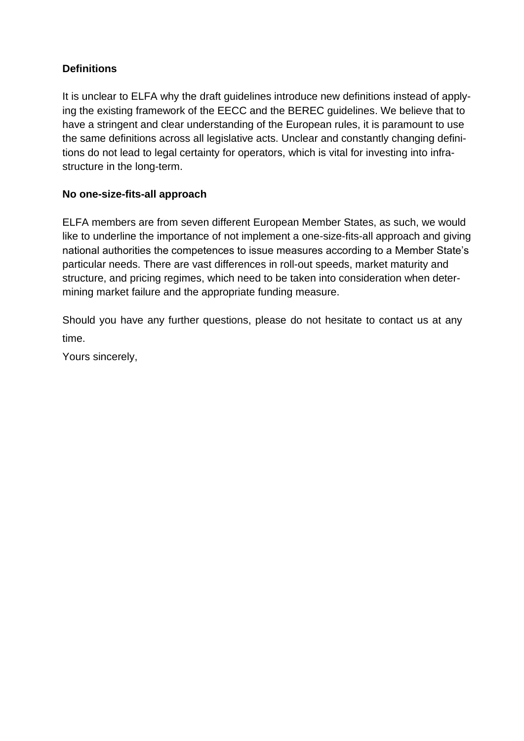**Definitions**

It is unclear to ELFA why the draft guidelines introduce new definitions instead of applying the existing framework of the EECC and the BEREC guidelines. We believe that to have a stringent and clear understanding of the European rules, it is paramount to use the same definitions across all legislative acts. Unclear and constantly changing definitions do not lead to legal certainty for operators, which is vital for investing into infrastructure in the long-term.

**No one-size-fits-all approach**

ELFA members are from seven different European Member States, as such, we would like to underline the importance of not implement a one-size-fits-all approach and giving national authorities the competences to issue measures according to a Member State's particular needs. There are vast differences in roll-out speeds, market maturity and structure, and pricing regimes, which need to be taken into consideration when determining market failure and the appropriate funding measure.

Should you have any further questions, please do not hesitate to contact us at any time.

Yours sincerely,